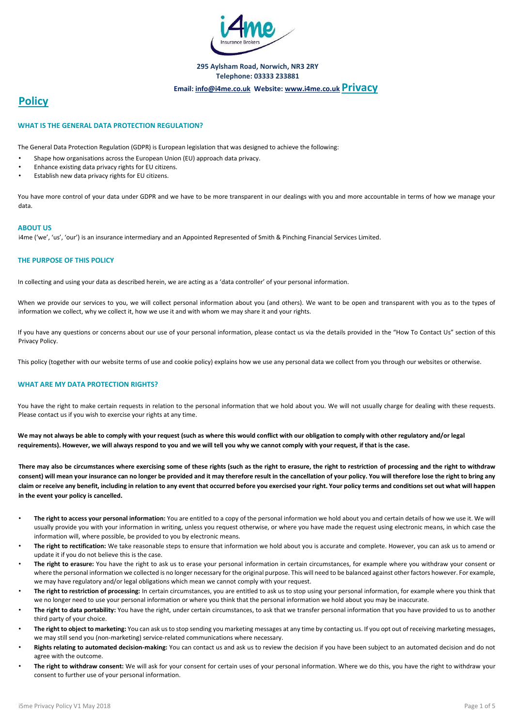295 Aylsham Road, Norwich, NR3 2RY
Telephone: 03333 233881
Email: info@i4me.co.uk Website: www.i4me.co.uk

# Privacy Policy

## WHAT IS THE GENERAL DATA PROTECTION REGULATION?

The General Data Protection Regulation (GDPR) is European legislation that was designed to achieve the following:

- Shape how organisations across the European Union (EU) approach data privacy.
- Enhance existing data privacy rights for EU citizens.
- Establish new data privacy rights for EU citizens.

You have more control of your data under GDPR and we have to be more transparent in our dealings with you and more accountable in terms of how we manage your data.

## ABOUT US

i4me ('we', 'us', 'our') is an insurance intermediary and an Appointed Represented of Smith & Pinching Financial Services Limited.

## THE PURPOSE OF THIS POLICY

In collecting and using your data as described herein, we are acting as a 'data controller' of your personal information.

When we provide our services to you, we will collect personal information about you (and others). We want to be open and transparent with you as to the types of information we collect, why we collect it, how we use it and with whom we may share it and your rights.

If you have any questions or concerns about our use of your personal information, please contact us via the details provided in the "How To Contact Us" section of this Privacy Policy.

This policy (together with our website terms of use and cookie policy) explains how we use any personal data we collect from you through our websites or otherwise.

## WHAT ARE MY DATA PROTECTION RIGHTS?

You have the right to make certain requests in relation to the personal information that we hold about you. We will not usually charge for dealing with these requests. Please contact us if you wish to exercise your rights at any time.

**We may not always be able to comply with your request (such as where this would conflict with our obligation to comply with other regulatory and/or legal requirements). However, we will always respond to you and we will tell you why we cannot comply with your request, if that is the case.**

**There may also be circumstances where exercising some of these rights (such as the right to erasure, the right to restriction of processing and the right to withdraw consent) will mean your insurance can no longer be provided and it may therefore result in the cancellation of your policy. You will therefore lose the right to bring any claim or receive any benefit, including in relation to any event that occurred before you exercised your right. Your policy terms and conditions set out what will happen in the event your policy is cancelled.**

- **The right to access your personal information:** You are entitled to a copy of the personal information we hold about you and certain details of how we use it. We will usually provide you with your information in writing, unless you request otherwise, or where you have made the request using electronic means, in which case the information will, where possible, be provided to you by electronic means.
- **The right to rectification:** We take reasonable steps to ensure that information we hold about you is accurate and complete. However, you can ask us to amend or update it if you do not believe this is the case.
- **The right to erasure:** You have the right to ask us to erase your personal information in certain circumstances, for example where you withdraw your consent or where the personal information we collected is no longer necessary for the original purpose. This will need to be balanced against other factors however. For example, we may have regulatory and/or legal obligations which mean we cannot comply with your request.
- **The right to restriction of processing:** In certain circumstances, you are entitled to ask us to stop using your personal information, for example where you think that we no longer need to use your personal information or where you think that the personal information we hold about you may be inaccurate.
- **The right to data portability:** You have the right, under certain circumstances, to ask that we transfer personal information that you have provided to us to another third party of your choice.
- **The right to object to marketing:** You can ask us to stop sending you marketing messages at any time by contacting us. If you opt out of receiving marketing messages, we may still send you (non-marketing) service-related communications where necessary.
- **Rights relating to automated decision-making:** You can contact us and ask us to review the decision if you have been subject to an automated decision and do not agree with the outcome.
- **The right to withdraw consent:** We will ask for your consent for certain uses of your personal information. Where we do this, you have the right to withdraw your consent to further use of your personal information.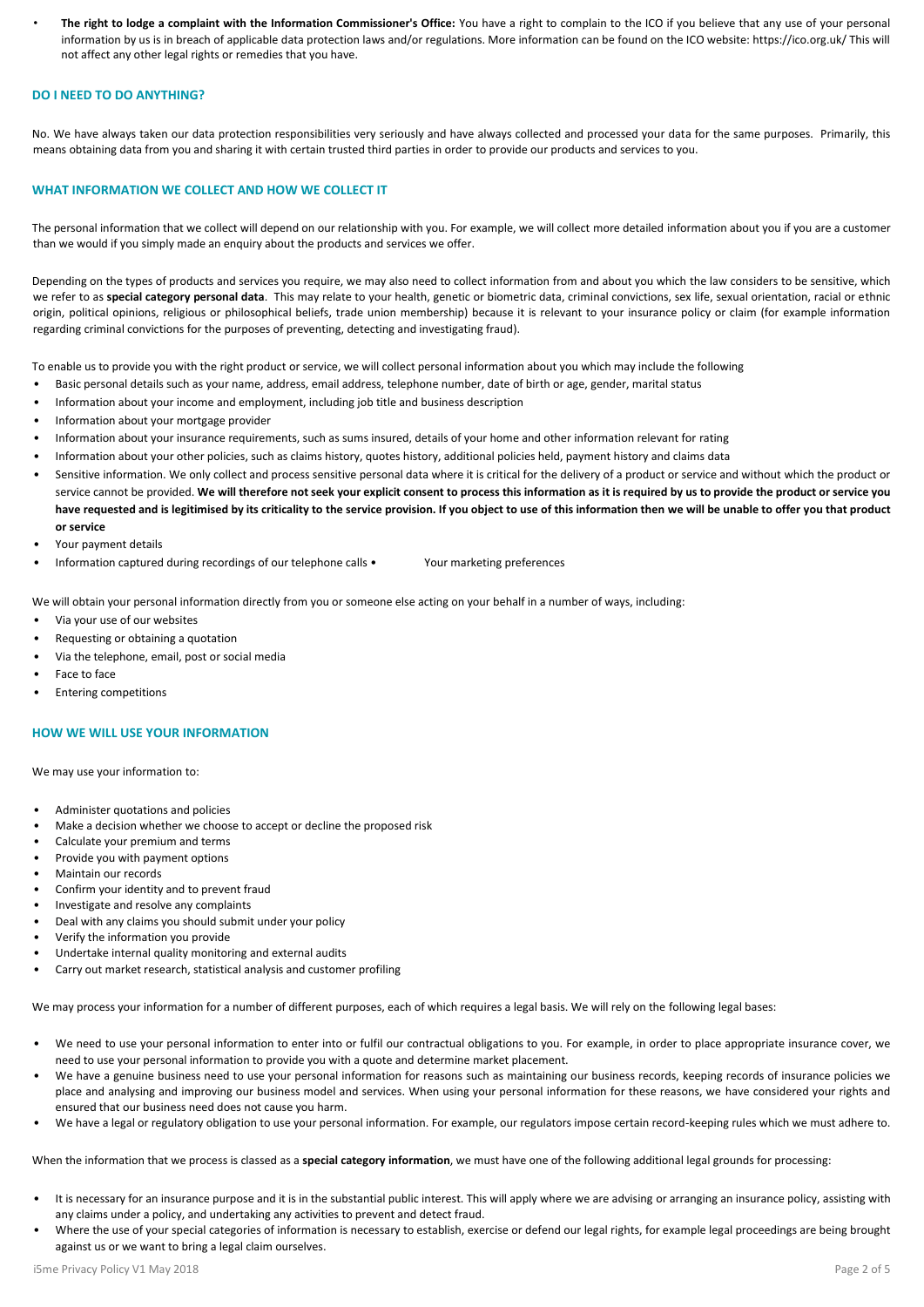- **The right to lodge a complaint with the Information Commissioner's Office:** You have a right to complain to the ICO if you believe that any use of your personal information by us is in breach of applicable data protection laws and/or regulations. More information can be found on the ICO website: https://ico.org.uk/ This will not affect any other legal rights or remedies that you have.

## DO I NEED TO DO ANYTHING?

No. We have always taken our data protection responsibilities very seriously and have always collected and processed your data for the same purposes. Primarily, this means obtaining data from you and sharing it with certain trusted third parties in order to provide our products and services to you.

## WHAT INFORMATION WE COLLECT AND HOW WE COLLECT IT

The personal information that we collect will depend on our relationship with you. For example, we will collect more detailed information about you if you are a customer than we would if you simply made an enquiry about the products and services we offer.

Depending on the types of products and services you require, we may also need to collect information from and about you which the law considers to be sensitive, which we refer to as **special category personal data**. This may relate to your health, genetic or biometric data, criminal convictions, sex life, sexual orientation, racial or ethnic origin, political opinions, religious or philosophical beliefs, trade union membership) because it is relevant to your insurance policy or claim (for example information regarding criminal convictions for the purposes of preventing, detecting and investigating fraud).

To enable us to provide you with the right product or service, we will collect personal information about you which may include the following

- Basic personal details such as your name, address, email address, telephone number, date of birth or age, gender, marital status
- Information about your income and employment, including job title and business description
- Information about your mortgage provider
- Information about your insurance requirements, such as sums insured, details of your home and other information relevant for rating
- Information about your other policies, such as claims history, quotes history, additional policies held, payment history and claims data
- Sensitive information. We only collect and process sensitive personal data where it is critical for the delivery of a product or service and without which the product or service cannot be provided. **We will therefore not seek your explicit consent to process this information as it is required by us to provide the product or service you have requested and is legitimised by its criticality to the service provision. If you object to use of this information then we will be unable to offer you that product or service**
- Your payment details
- Information captured during recordings of our telephone calls
- Your marketing preferences

We will obtain your personal information directly from you or someone else acting on your behalf in a number of ways, including:

- Via your use of our websites
- Requesting or obtaining a quotation
- Via the telephone, email, post or social media
- Face to face
- Entering competitions

## HOW WE WILL USE YOUR INFORMATION

We may use your information to:

- Administer quotations and policies
- Make a decision whether we choose to accept or decline the proposed risk
- Calculate your premium and terms
- Provide you with payment options
- Maintain our records
- Confirm your identity and to prevent fraud
- Investigate and resolve any complaints
- Deal with any claims you should submit under your policy
- Verify the information you provide
- Undertake internal quality monitoring and external audits
- Carry out market research, statistical analysis and customer profiling

We may process your information for a number of different purposes, each of which requires a legal basis. We will rely on the following legal bases:

- We need to use your personal information to enter into or fulfil our contractual obligations to you. For example, in order to place appropriate insurance cover, we need to use your personal information to provide you with a quote and determine market placement.
- We have a genuine business need to use your personal information for reasons such as maintaining our business records, keeping records of insurance policies we place and analysing and improving our business model and services. When using your personal information for these reasons, we have considered your rights and ensured that our business need does not cause you harm.
- We have a legal or regulatory obligation to use your personal information. For example, our regulators impose certain record-keeping rules which we must adhere to.

When the information that we process is classed as a **special category information**, we must have one of the following additional legal grounds for processing:

- It is necessary for an insurance purpose and it is in the substantial public interest. This will apply where we are advising or arranging an insurance policy, assisting with any claims under a policy, and undertaking any activities to prevent and detect fraud.
- Where the use of your special categories of information is necessary to establish, exercise or defend our legal rights, for example legal proceedings are being brought against us or we want to bring a legal claim ourselves.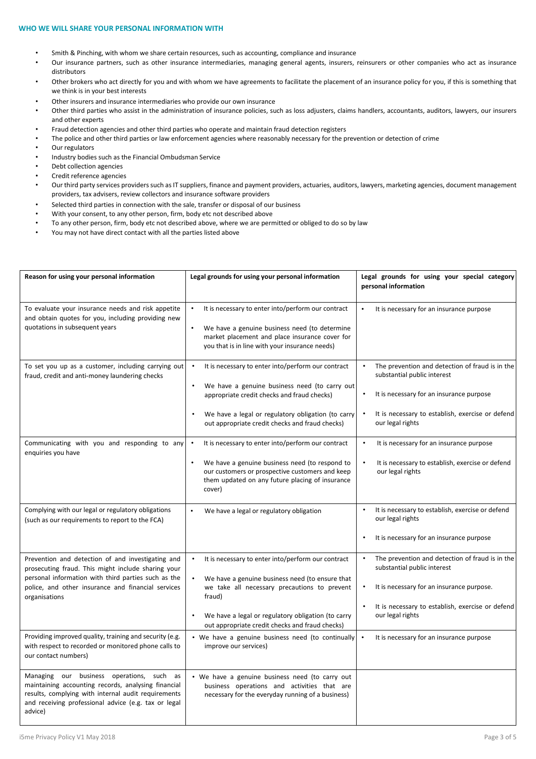### WHO WE WILL SHARE YOUR PERSONAL INFORMATION WITH

- Smith & Pinching, with whom we share certain resources, such as accounting, compliance and insurance
- Our insurance partners, such as other insurance intermediaries, managing general agents, insurers, reinsurers or other companies who act as insurance distributors
- Other brokers who act directly for you and with whom we have agreements to facilitate the placement of an insurance policy for you, if this is something that we think is in your best interests
- Other insurers and insurance intermediaries who provide our own insurance
- Other third parties who assist in the administration of insurance policies, such as loss adjusters, claims handlers, accountants, auditors, lawyers, our insurers and other experts
- Fraud detection agencies and other third parties who operate and maintain fraud detection registers
- The police and other third parties or law enforcement agencies where reasonably necessary for the prevention or detection of crime
- Our regulators
- Industry bodies such as the Financial Ombudsman Service
- Debt collection agencies
- Credit reference agencies
- Our third party services providers such as IT suppliers, finance and payment providers, actuaries, auditors, lawyers, marketing agencies, document management providers, tax advisers, review collectors and insurance software providers
- Selected third parties in connection with the sale, transfer or disposal of our business
- With your consent, to any other person, firm, body etc not described above
- To any other person, firm, body etc not described above, where we are permitted or obliged to do so by law
- You may not have direct contact with all the parties listed above

| Reason for using your personal information | Legal grounds for using your personal information | Legal grounds for using your special category personal information |
|---|---|---|
| To evaluate your insurance needs and risk appetite and obtain quotes for you, including providing new quotations in subsequent years | • It is necessary to enter into/perform our contract<br>• We have a genuine business need (to determine market placement and place insurance cover for you that is in line with your insurance needs) | • It is necessary for an insurance purpose |
| To set you up as a customer, including carrying out fraud, credit and anti-money laundering checks | • It is necessary to enter into/perform our contract<br>• We have a genuine business need (to carry out appropriate credit checks and fraud checks)<br>• We have a legal or regulatory obligation (to carry out appropriate credit checks and fraud checks) | • The prevention and detection of fraud is in the substantial public interest<br>• It is necessary for an insurance purpose<br>• It is necessary to establish, exercise or defend our legal rights |
| Communicating with you and responding to any enquiries you have | • It is necessary to enter into/perform our contract<br>• We have a genuine business need (to respond to our customers or prospective customers and keep them updated on any future placing of insurance cover) | • It is necessary for an insurance purpose<br>• It is necessary to establish, exercise or defend our legal rights |
| Complying with our legal or regulatory obligations (such as our requirements to report to the FCA) | • We have a legal or regulatory obligation | • It is necessary to establish, exercise or defend our legal rights<br>• It is necessary for an insurance purpose |
| Prevention and detection of and investigating and prosecuting fraud. This might include sharing your personal information with third parties such as the police, and other insurance and financial services organisations | • It is necessary to enter into/perform our contract<br>• We have a genuine business need (to ensure that we take all necessary precautions to prevent fraud)<br>• We have a legal or regulatory obligation (to carry out appropriate credit checks and fraud checks) | • The prevention and detection of fraud is in the substantial public interest<br>• It is necessary for an insurance purpose.<br>• It is necessary to establish, exercise or defend our legal rights |
| Providing improved quality, training and security (e.g. with respect to recorded or monitored phone calls to our contact numbers) | • We have a genuine business need (to continually improve our services) | • It is necessary for an insurance purpose |
| Managing our business operations, such as maintaining accounting records, analysing financial results, complying with internal audit requirements and receiving professional advice (e.g. tax or legal advice) | • We have a genuine business need (to carry out business operations and activities that are necessary for the everyday running of a business) | |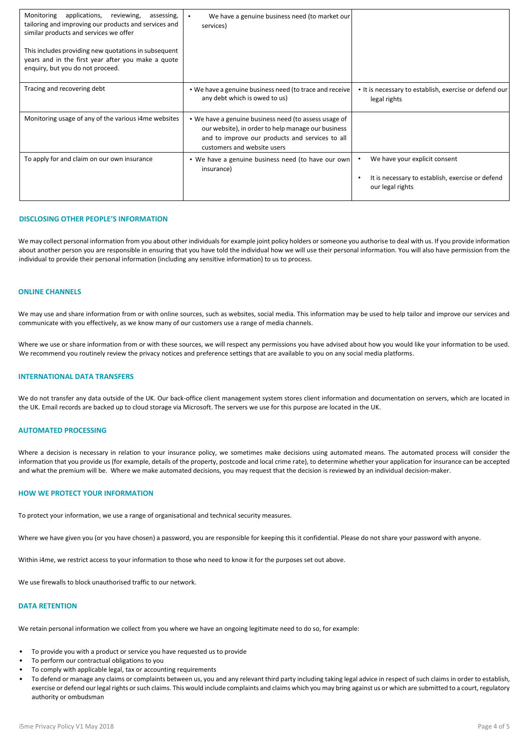| | | |
|---|---|---|
| Monitoring applications, reviewing, assessing, tailoring and improving our products and services and similar products and services we offer<br><br>This includes providing new quotations in subsequent years and in the first year after you make a quote enquiry, but you do not proceed. | • We have a genuine business need (to market our services) | |
| Tracing and recovering debt | • We have a genuine business need (to trace and receive any debt which is owed to us) | • It is necessary to establish, exercise or defend our legal rights |
| Monitoring usage of any of the various i4me websites | • We have a genuine business need (to assess usage of our website), in order to help manage our business and to improve our products and services to all customers and website users | |
| To apply for and claim on our own insurance | • We have a genuine business need (to have our own insurance) | • We have your explicit consent<br>• It is necessary to establish, exercise or defend our legal rights |

## DISCLOSING OTHER PEOPLE'S INFORMATION

We may collect personal information from you about other individuals for example joint policy holders or someone you authorise to deal with us. If you provide information about another person you are responsible in ensuring that you have told the individual how we will use their personal information. You will also have permission from the individual to provide their personal information (including any sensitive information) to us to process.

## ONLINE CHANNELS

We may use and share information from or with online sources, such as websites, social media. This information may be used to help tailor and improve our services and communicate with you effectively, as we know many of our customers use a range of media channels.

Where we use or share information from or with these sources, we will respect any permissions you have advised about how you would like your information to be used. We recommend you routinely review the privacy notices and preference settings that are available to you on any social media platforms.

## INTERNATIONAL DATA TRANSFERS

We do not transfer any data outside of the UK. Our back-office client management system stores client information and documentation on servers, which are located in the UK. Email records are backed up to cloud storage via Microsoft. The servers we use for this purpose are located in the UK.

## AUTOMATED PROCESSING

Where a decision is necessary in relation to your insurance policy, we sometimes make decisions using automated means. The automated process will consider the information that you provide us (for example, details of the property, postcode and local crime rate), to determine whether your application for insurance can be accepted and what the premium will be. Where we make automated decisions, you may request that the decision is reviewed by an individual decision-maker.

## HOW WE PROTECT YOUR INFORMATION

To protect your information, we use a range of organisational and technical security measures.

Where we have given you (or you have chosen) a password, you are responsible for keeping this it confidential. Please do not share your password with anyone.

Within i4me, we restrict access to your information to those who need to know it for the purposes set out above.

We use firewalls to block unauthorised traffic to our network.

## DATA RETENTION

We retain personal information we collect from you where we have an ongoing legitimate need to do so, for example:

- To provide you with a product or service you have requested us to provide
- To perform our contractual obligations to you
- To comply with applicable legal, tax or accounting requirements
- To defend or manage any claims or complaints between us, you and any relevant third party including taking legal advice in respect of such claims in order to establish, exercise or defend our legal rights or such claims. This would include complaints and claims which you may bring against us or which are submitted to a court, regulatory authority or ombudsman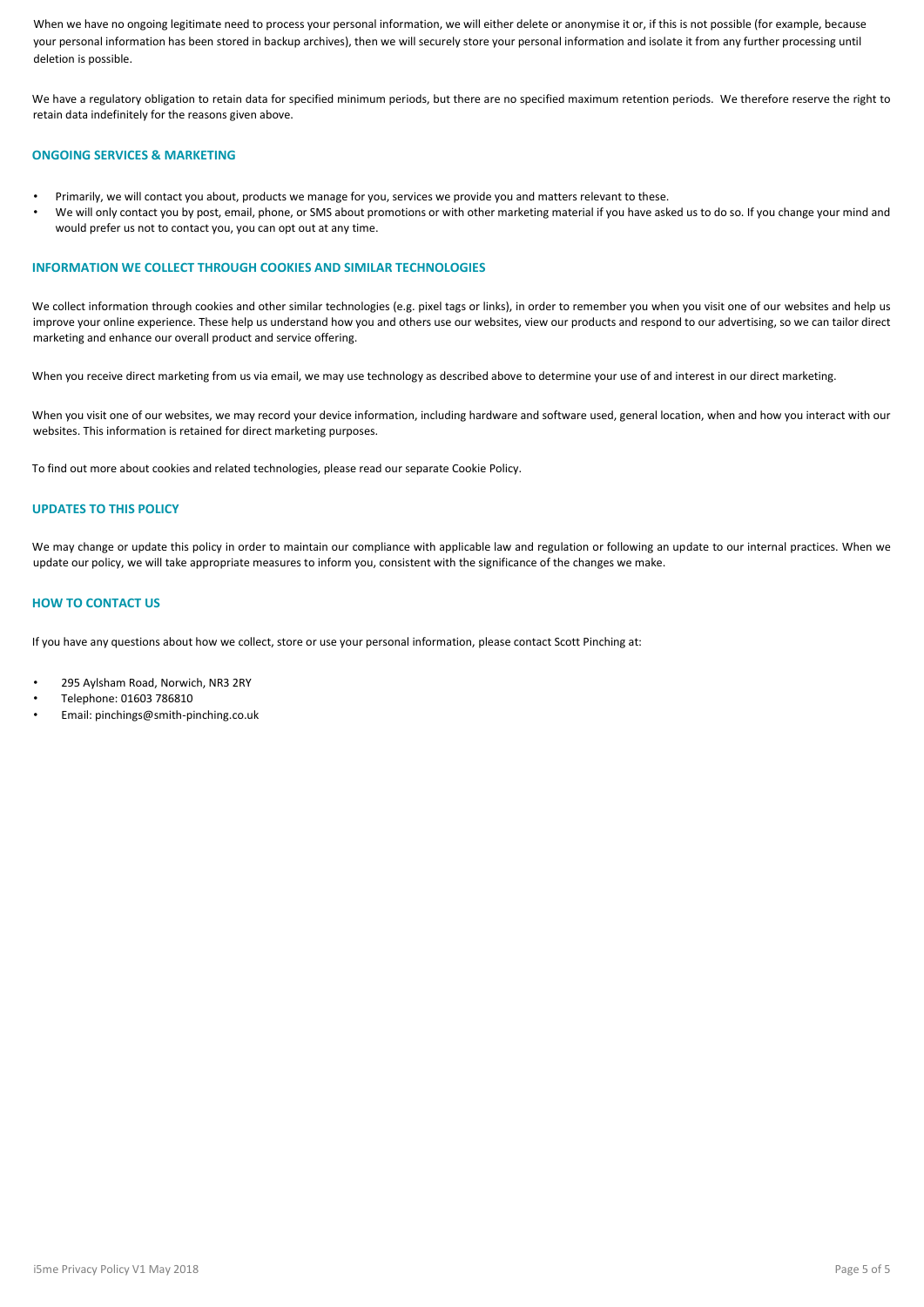When we have no ongoing legitimate need to process your personal information, we will either delete or anonymise it or, if this is not possible (for example, because your personal information has been stored in backup archives), then we will securely store your personal information and isolate it from any further processing until deletion is possible.

We have a regulatory obligation to retain data for specified minimum periods, but there are no specified maximum retention periods. We therefore reserve the right to retain data indefinitely for the reasons given above.

## ONGOING SERVICES & MARKETING

- Primarily, we will contact you about, products we manage for you, services we provide you and matters relevant to these.
- We will only contact you by post, email, phone, or SMS about promotions or with other marketing material if you have asked us to do so. If you change your mind and would prefer us not to contact you, you can opt out at any time.

## INFORMATION WE COLLECT THROUGH COOKIES AND SIMILAR TECHNOLOGIES

We collect information through cookies and other similar technologies (e.g. pixel tags or links), in order to remember you when you visit one of our websites and help us improve your online experience. These help us understand how you and others use our websites, view our products and respond to our advertising, so we can tailor direct marketing and enhance our overall product and service offering.

When you receive direct marketing from us via email, we may use technology as described above to determine your use of and interest in our direct marketing.

When you visit one of our websites, we may record your device information, including hardware and software used, general location, when and how you interact with our websites. This information is retained for direct marketing purposes.

To find out more about cookies and related technologies, please read our separate Cookie Policy.

## UPDATES TO THIS POLICY

We may change or update this policy in order to maintain our compliance with applicable law and regulation or following an update to our internal practices. When we update our policy, we will take appropriate measures to inform you, consistent with the significance of the changes we make.

## HOW TO CONTACT US

If you have any questions about how we collect, store or use your personal information, please contact Scott Pinching at:

- 295 Aylsham Road, Norwich, NR3 2RY
- Telephone: 01603 786810
- Email: pinchings@smith-pinching.co.uk